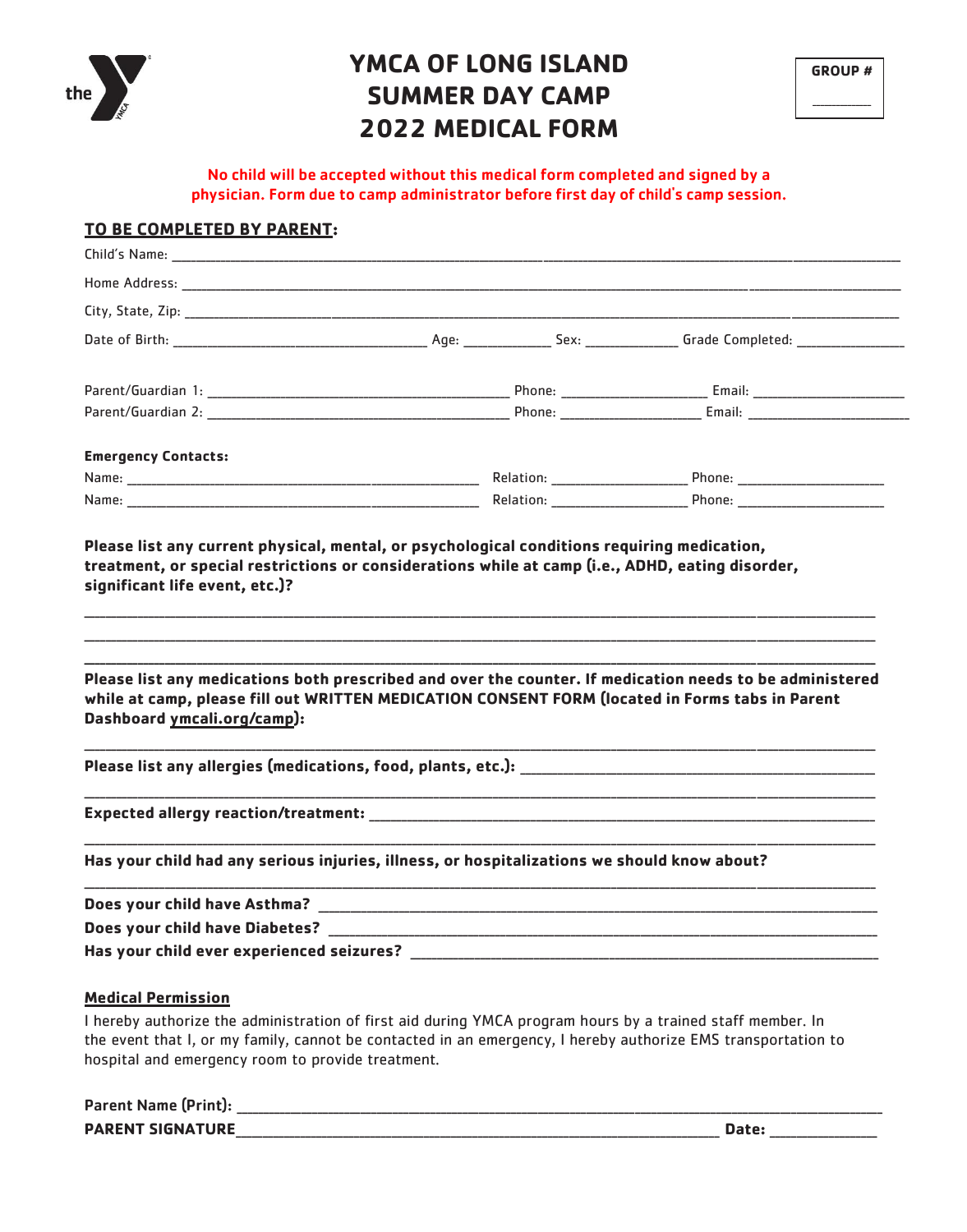# YMCA OF LONG ISLAND SUMMER DAY CAMP 2022 MEDICAL FORM

**GROUP #** ________

No child will be accepted without this medical form completed and signed by a physician. Form due to camp administrator before first day of child's camp session.

**TO BE COMPLETED BY PARENT:**

Child's Name: ______________________________________________

Home Address: ______________________________________________

City, State, Zip: ______________________________________________

Date of Birth: ____________________ Age: __________ Sex: __________ Grade Completed: __________

Parent/Guardian 1: ______________________ Phone: ______________ Email: ______________

Parent/Guardian 2: ______________________ Phone: ______________ Email: ______________

**Emergency Contacts:**

Name: ______________________ Relation: ______________ Phone: ______________

Name: ______________________ Relation: ______________ Phone: ______________

**Please list any current physical, mental, or psychological conditions requiring medication, treatment, or special restrictions or considerations while at camp (i.e., ADHD, eating disorder, significant life event, etc.)?**

______________________________________________

______________________________________________

______________________________________________

**Please list any medications both prescribed and over the counter. If medication needs to be administered while at camp, please fill out WRITTEN MEDICATION CONSENT FORM (located in Forms tabs in Parent Dashboard ymcali.org/camp):**

______________________________________________

**Please list any allergies (medications, food, plants, etc.):** ______________________________

______________________________________________

**Expected allergy reaction/treatment:** ______________________________

______________________________________________

**Has your child had any serious injuries, illness, or hospitalizations we should know about?**

______________________________________________

**Does your child have Asthma?** ______________________________

**Does your child have Diabetes?** ______________________________

**Has your child ever experienced seizures?** ______________________________

**Medical Permission**

I hereby authorize the administration of first aid during YMCA program hours by a trained staff member. In the event that I, or my family, cannot be contacted in an emergency, I hereby authorize EMS transportation to hospital and emergency room to provide treatment.

**Parent Name (Print):** ______________________________

**PARENT SIGNATURE**______________________________ **Date:** __________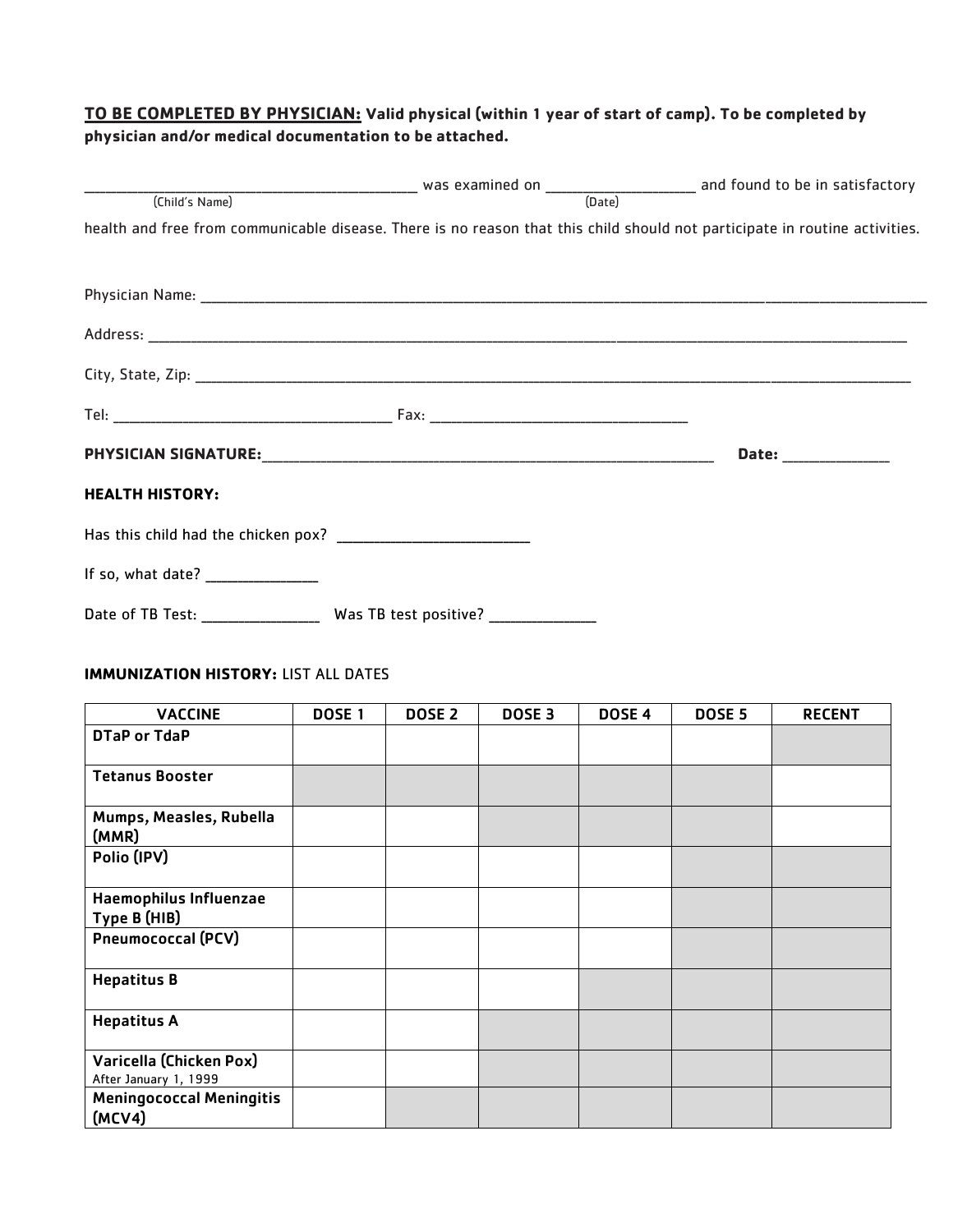**TO BE COMPLETED BY PHYSICIAN: Valid physical (within 1 year of start of camp). To be completed by physician and/or medical documentation to be attached.**

_________________________________________ was examined on ___________________ and found to be in satisfactory
(Child's Name) (Date)

health and free from communicable disease. There is no reason that this child should not participate in routine activities.

Physician Name: ____________________________________________________________________________________

Address: ________________________________________________________________________________________

City, State, Zip: ___________________________________________________________________________________

Tel: ___________________________________ Fax: ________________________________

**PHYSICIAN SIGNATURE:**_____________________________________________________________ **Date:** _____________

**HEALTH HISTORY:**

Has this child had the chicken pox? _________________________

If so, what date? ______________

Date of TB Test: _______________ Was TB test positive? ______________

**IMMUNIZATION HISTORY:** LIST ALL DATES

| VACCINE | DOSE 1 | DOSE 2 | DOSE 3 | DOSE 4 | DOSE 5 | RECENT |
|---|---|---|---|---|---|---|
| **DTaP or TdaP** | | | | | | |
| **Tetanus Booster** | | | | | | |
| **Mumps, Measles, Rubella (MMR)** | | | | | | |
| **Polio (IPV)** | | | | | | |
| **Haemophilus Influenzae Type B (HIB)** | | | | | | |
| **Pneumococcal (PCV)** | | | | | | |
| **Hepatitus B** | | | | | | |
| **Hepatitus A** | | | | | | |
| **Varicella (Chicken Pox)** After January 1, 1999 | | | | | | |
| **Meningococcal Meningitis (MCV4)** | | | | | | |